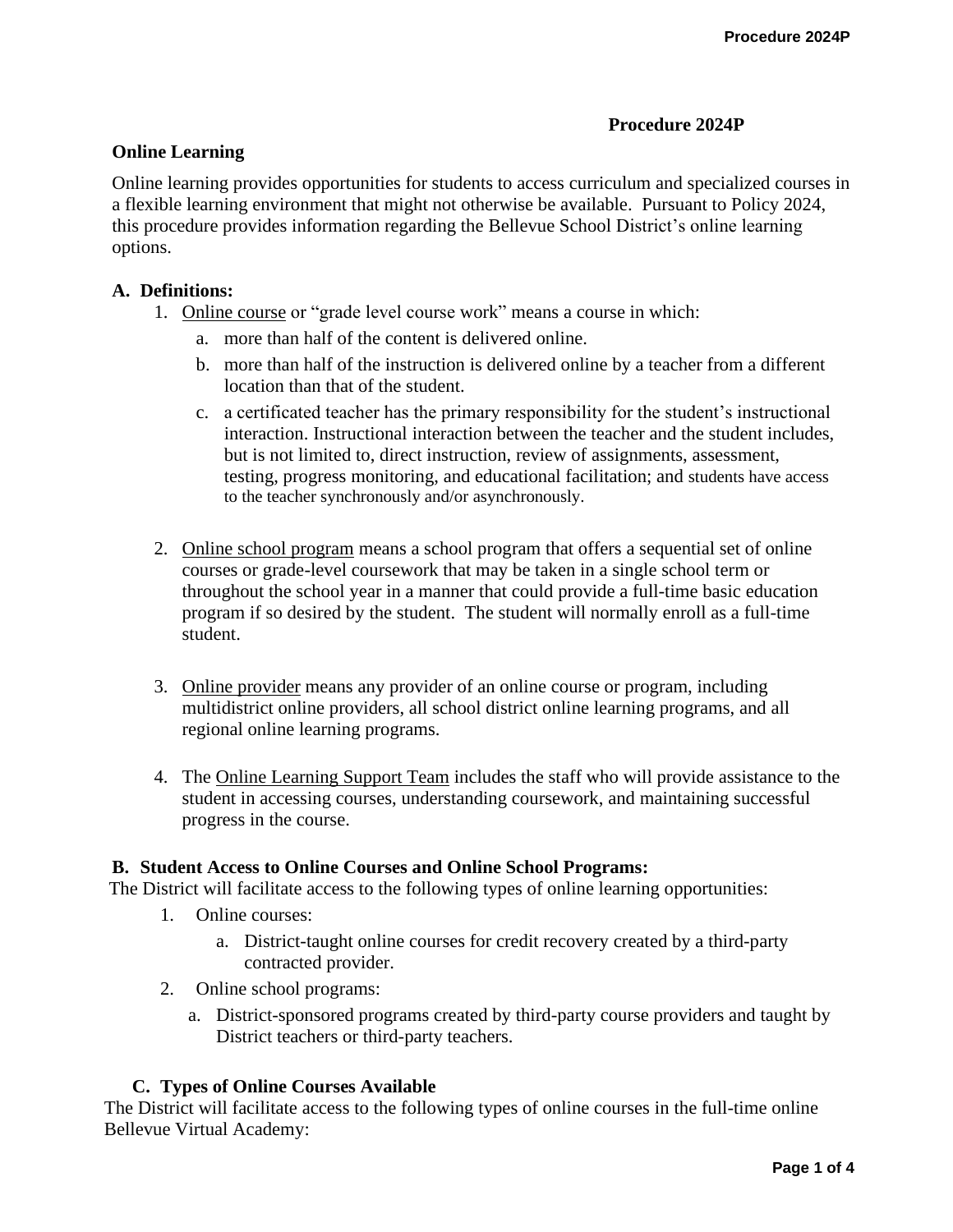# Procedure 2024P

## Online Learning

Online learning provides opportunities for students to access curriculum and specialized courses in a flexible learning environment that might not otherwise be available. Pursuant to Policy 2024, this procedure provides information regarding the Bellevue School District's online learning options.

### A. Definitions:

1. Online course or "grade level course work" means a course in which:
   a. more than half of the content is delivered online.
   b. more than half of the instruction is delivered online by a teacher from a different location than that of the student.
   c. a certificated teacher has the primary responsibility for the student's instructional interaction. Instructional interaction between the teacher and the student includes, but is not limited to, direct instruction, review of assignments, assessment, testing, progress monitoring, and educational facilitation; and students have access to the teacher synchronously and/or asynchronously.

2. Online school program means a school program that offers a sequential set of online courses or grade-level coursework that may be taken in a single school term or throughout the school year in a manner that could provide a full-time basic education program if so desired by the student. The student will normally enroll as a full-time student.

3. Online provider means any provider of an online course or program, including multidistrict online providers, all school district online learning programs, and all regional online learning programs.

4. The Online Learning Support Team includes the staff who will provide assistance to the student in accessing courses, understanding coursework, and maintaining successful progress in the course.

### B. Student Access to Online Courses and Online School Programs:

The District will facilitate access to the following types of online learning opportunities:

1. Online courses:
   a. District-taught online courses for credit recovery created by a third-party contracted provider.
2. Online school programs:
   a. District-sponsored programs created by third-party course providers and taught by District teachers or third-party teachers.

### C. Types of Online Courses Available

The District will facilitate access to the following types of online courses in the full-time online Bellevue Virtual Academy: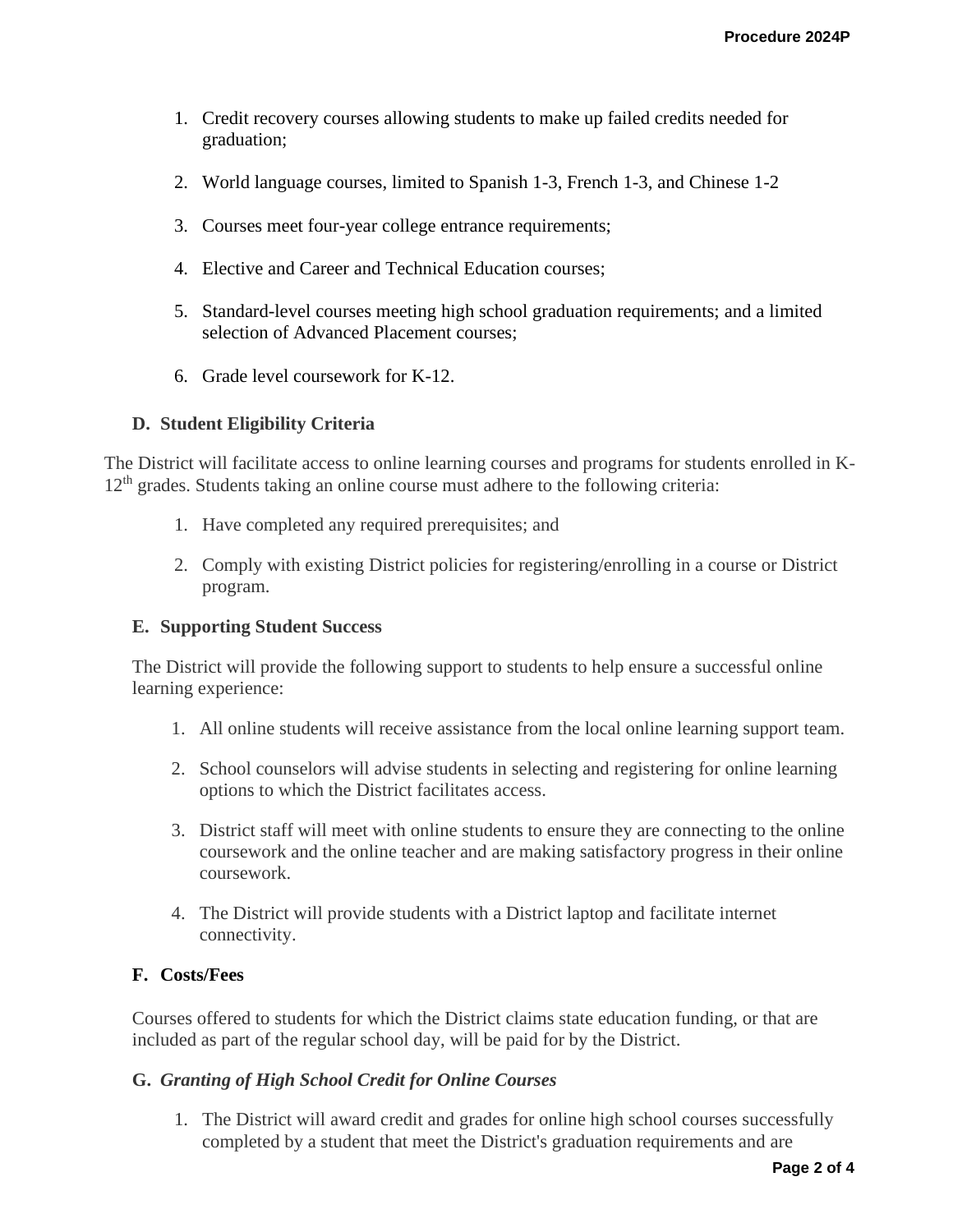1. Credit recovery courses allowing students to make up failed credits needed for graduation;

2. World language courses, limited to Spanish 1-3, French 1-3, and Chinese 1-2

3. Courses meet four-year college entrance requirements;

4. Elective and Career and Technical Education courses;

5. Standard-level courses meeting high school graduation requirements; and a limited selection of Advanced Placement courses;

6. Grade level coursework for K-12.

### D. Student Eligibility Criteria

The District will facilitate access to online learning courses and programs for students enrolled in K-12th grades. Students taking an online course must adhere to the following criteria:

1. Have completed any required prerequisites; and

2. Comply with existing District policies for registering/enrolling in a course or District program.

### E. Supporting Student Success

The District will provide the following support to students to help ensure a successful online learning experience:

1. All online students will receive assistance from the local online learning support team.

2. School counselors will advise students in selecting and registering for online learning options to which the District facilitates access.

3. District staff will meet with online students to ensure they are connecting to the online coursework and the online teacher and are making satisfactory progress in their online coursework.

4. The District will provide students with a District laptop and facilitate internet connectivity.

### F. Costs/Fees

Courses offered to students for which the District claims state education funding, or that are included as part of the regular school day, will be paid for by the District.

### G. *Granting of High School Credit for Online Courses*

1. The District will award credit and grades for online high school courses successfully completed by a student that meet the District's graduation requirements and are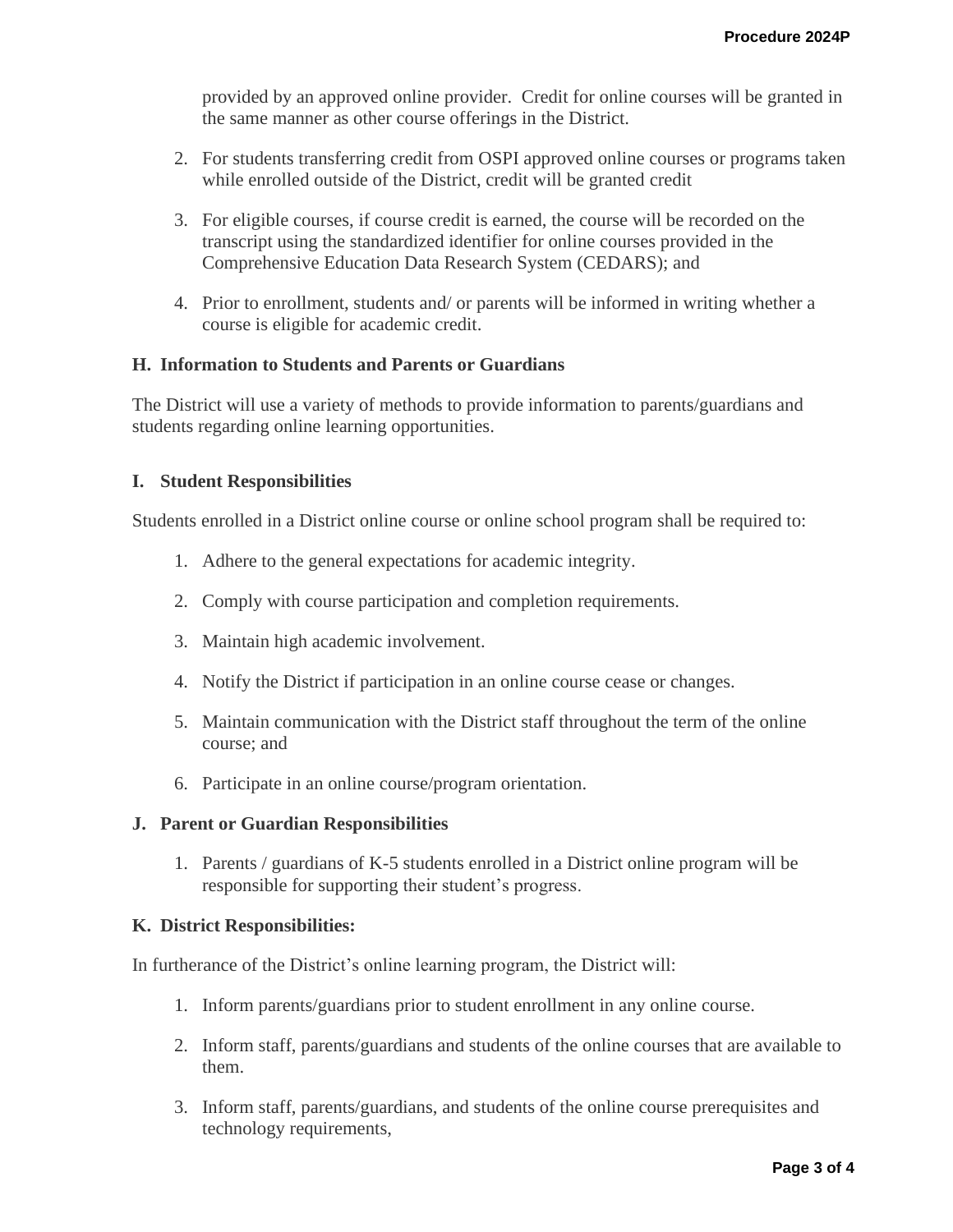provided by an approved online provider. Credit for online courses will be granted in the same manner as other course offerings in the District.

2. For students transferring credit from OSPI approved online courses or programs taken while enrolled outside of the District, credit will be granted credit

3. For eligible courses, if course credit is earned, the course will be recorded on the transcript using the standardized identifier for online courses provided in the Comprehensive Education Data Research System (CEDARS); and

4. Prior to enrollment, students and/ or parents will be informed in writing whether a course is eligible for academic credit.

**H. Information to Students and Parents or Guardians**

The District will use a variety of methods to provide information to parents/guardians and students regarding online learning opportunities.

**I. Student Responsibilities**

Students enrolled in a District online course or online school program shall be required to:

1. Adhere to the general expectations for academic integrity.

2. Comply with course participation and completion requirements.

3. Maintain high academic involvement.

4. Notify the District if participation in an online course cease or changes.

5. Maintain communication with the District staff throughout the term of the online course; and

6. Participate in an online course/program orientation.

**J. Parent or Guardian Responsibilities**

1. Parents / guardians of K-5 students enrolled in a District online program will be responsible for supporting their student's progress.

**K. District Responsibilities:**

In furtherance of the District's online learning program, the District will:

1. Inform parents/guardians prior to student enrollment in any online course.

2. Inform staff, parents/guardians and students of the online courses that are available to them.

3. Inform staff, parents/guardians, and students of the online course prerequisites and technology requirements,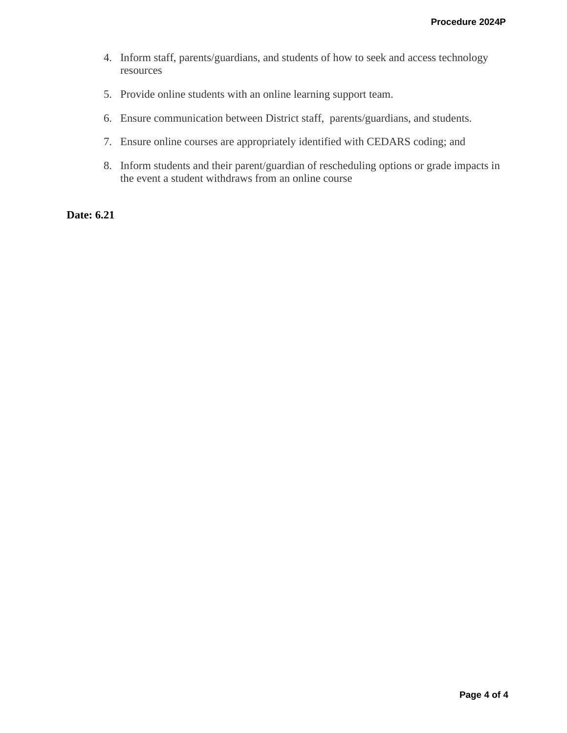4. Inform staff, parents/guardians, and students of how to seek and access technology resources

5. Provide online students with an online learning support team.

6. Ensure communication between District staff,  parents/guardians, and students.

7. Ensure online courses are appropriately identified with CEDARS coding; and

8. Inform students and their parent/guardian of rescheduling options or grade impacts in the event a student withdraws from an online course

**Date: 6.21**